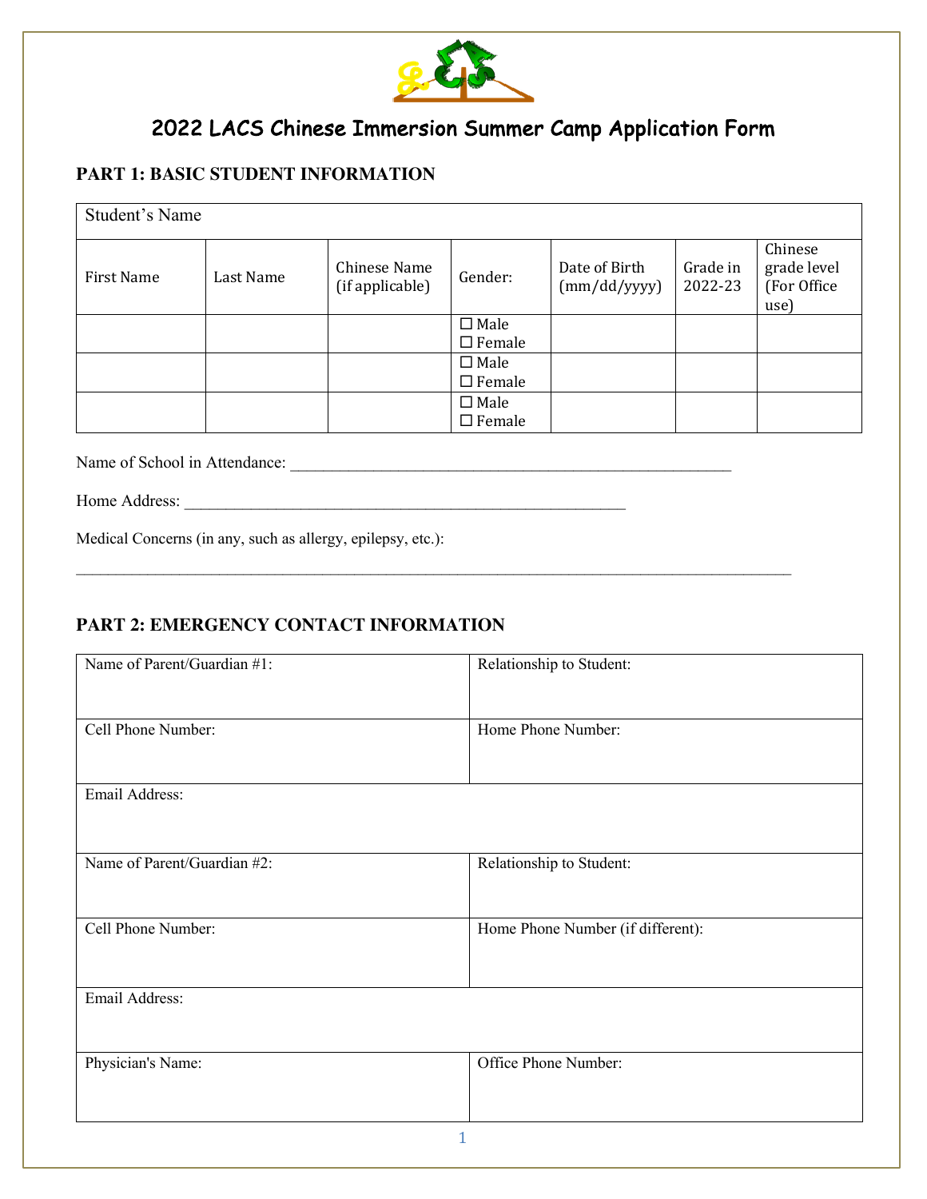# 2022 LACS Chinese Immersion Summer Camp Application Form

## PART 1: BASIC STUDENT INFORMATION

| Student's Name | | | | | | |
|---|---|---|---|---|---|---|
| First Name | Last Name | Chinese Name (if applicable) | Gender: | Date of Birth (mm/dd/yyyy) | Grade in 2022-23 | Chinese grade level (For Office use) |
| | | | ☐ Male ☐ Female | | | |
| | | | ☐ Male ☐ Female | | | |
| | | | ☐ Male ☐ Female | | | |

Name of School in Attendance: _______________________________________________________

Home Address: ______________________________________________________

Medical Concerns (in any, such as allergy, epilepsy, etc.):

_____________________________________________________________________________________

## PART 2: EMERGENCY CONTACT INFORMATION

| Name of Parent/Guardian #1: | Relationship to Student: |
|---|---|
| Cell Phone Number: | Home Phone Number: |
| Email Address: | |
| Name of Parent/Guardian #2: | Relationship to Student: |
| Cell Phone Number: | Home Phone Number (if different): |
| Email Address: | |
| Physician's Name: | Office Phone Number: |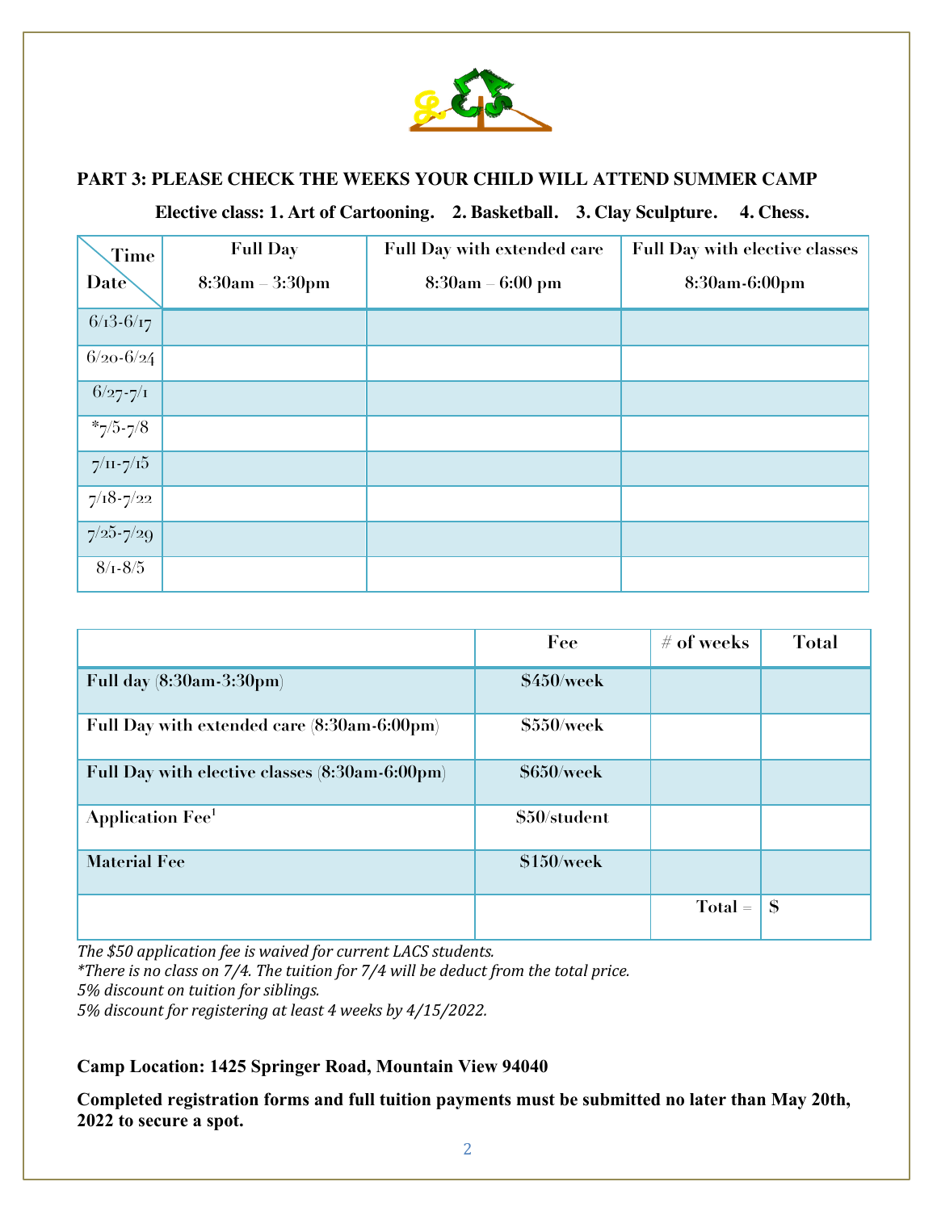## PART 3: PLEASE CHECK THE WEEKS YOUR CHILD WILL ATTEND SUMMER CAMP

**Elective class: 1. Art of Cartooning. 2. Basketball. 3. Clay Sculpture. 4. Chess.**

| Time / Date | Full Day 8:30am – 3:30pm | Full Day with extended care 8:30am – 6:00 pm | Full Day with elective classes 8:30am-6:00pm |
|---|---|---|---|
| 6/13-6/17 | | | |
| 6/20-6/24 | | | |
| 6/27-7/1 | | | |
| *7/5-7/8 | | | |
| 7/11-7/15 | | | |
| 7/18-7/22 | | | |
| 7/25-7/29 | | | |
| 8/1-8/5 | | | |

| | Fee | # of weeks | Total |
|---|---|---|---|
| Full day (8:30am-3:30pm) | $450/week | | |
| Full Day with extended care (8:30am-6:00pm) | $550/week | | |
| Full Day with elective classes (8:30am-6:00pm) | $650/week | | |
| Application Fee[1] | $50/student | | |
| Material Fee | $150/week | | |
| | | Total = | $ |

*The $50 application fee is waived for current LACS students.*
*\*There is no class on 7/4. The tuition for 7/4 will be deduct from the total price.*
*5% discount on tuition for siblings.*
*5% discount for registering at least 4 weeks by 4/15/2022.*

**Camp Location: 1425 Springer Road, Mountain View 94040**

**Completed registration forms and full tuition payments must be submitted no later than May 20th, 2022 to secure a spot.**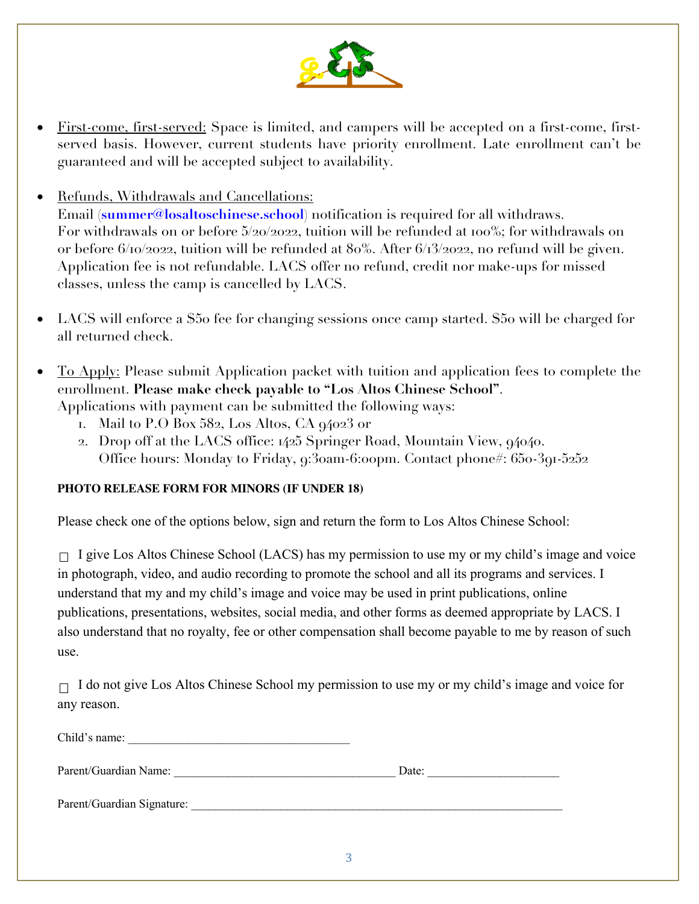- First-come, first-served: Space is limited, and campers will be accepted on a first-come, first-served basis. However, current students have priority enrollment. Late enrollment can't be guaranteed and will be accepted subject to availability.

- Refunds, Withdrawals and Cancellations:
  Email (**summer@losaltoschinese.school**) notification is required for all withdraws.
  For withdrawals on or before 5/20/2022, tuition will be refunded at 100%; for withdrawals on or before 6/10/2022, tuition will be refunded at 80%. After 6/13/2022, no refund will be given. Application fee is not refundable. LACS offer no refund, credit nor make-ups for missed classes, unless the camp is cancelled by LACS.

- LACS will enforce a $50 fee for changing sessions once camp started. $50 will be charged for all returned check.

- To Apply: Please submit Application packet with tuition and application fees to complete the enrollment. **Please make check payable to "Los Altos Chinese School"**.
  Applications with payment can be submitted the following ways:
  1. Mail to P.O Box 582, Los Altos, CA 94023 or
  2. Drop off at the LACS office: 1425 Springer Road, Mountain View, 94040.
     Office hours: Monday to Friday, 9:30am-6:00pm. Contact phone#: 650-391-5252

**PHOTO RELEASE FORM FOR MINORS (IF UNDER 18)**

Please check one of the options below, sign and return the form to Los Altos Chinese School:

☐ I give Los Altos Chinese School (LACS) has my permission to use my or my child's image and voice in photograph, video, and audio recording to promote the school and all its programs and services. I understand that my and my child's image and voice may be used in print publications, online publications, presentations, websites, social media, and other forms as deemed appropriate by LACS. I also understand that no royalty, fee or other compensation shall become payable to me by reason of such use.

☐ I do not give Los Altos Chinese School my permission to use my or my child's image and voice for any reason.

Child's name: ____________________________________

Parent/Guardian Name: ____________________________________ Date: ______________________

Parent/Guardian Signature: ______________________________________________________________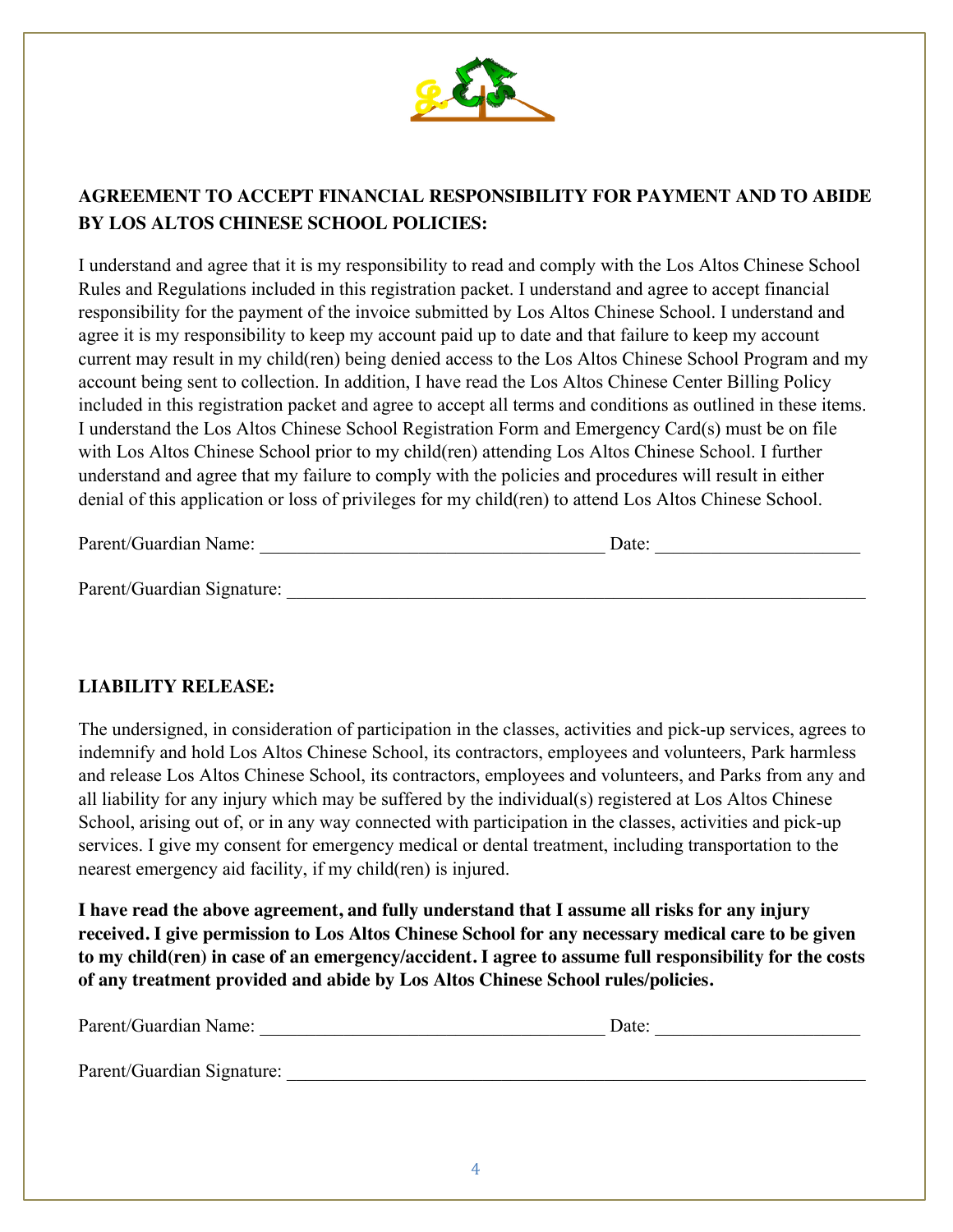**AGREEMENT TO ACCEPT FINANCIAL RESPONSIBILITY FOR PAYMENT AND TO ABIDE BY LOS ALTOS CHINESE SCHOOL POLICIES:**

I understand and agree that it is my responsibility to read and comply with the Los Altos Chinese School Rules and Regulations included in this registration packet. I understand and agree to accept financial responsibility for the payment of the invoice submitted by Los Altos Chinese School. I understand and agree it is my responsibility to keep my account paid up to date and that failure to keep my account current may result in my child(ren) being denied access to the Los Altos Chinese School Program and my account being sent to collection. In addition, I have read the Los Altos Chinese Center Billing Policy included in this registration packet and agree to accept all terms and conditions as outlined in these items. I understand the Los Altos Chinese School Registration Form and Emergency Card(s) must be on file with Los Altos Chinese School prior to my child(ren) attending Los Altos Chinese School. I further understand and agree that my failure to comply with the policies and procedures will result in either denial of this application or loss of privileges for my child(ren) to attend Los Altos Chinese School.

Parent/Guardian Name: ______________________________ Date: ________________

Parent/Guardian Signature: ______________________________________________

**LIABILITY RELEASE:**

The undersigned, in consideration of participation in the classes, activities and pick-up services, agrees to indemnify and hold Los Altos Chinese School, its contractors, employees and volunteers, Park harmless and release Los Altos Chinese School, its contractors, employees and volunteers, and Parks from any and all liability for any injury which may be suffered by the individual(s) registered at Los Altos Chinese School, arising out of, or in any way connected with participation in the classes, activities and pick-up services. I give my consent for emergency medical or dental treatment, including transportation to the nearest emergency aid facility, if my child(ren) is injured.

**I have read the above agreement, and fully understand that I assume all risks for any injury received. I give permission to Los Altos Chinese School for any necessary medical care to be given to my child(ren) in case of an emergency/accident. I agree to assume full responsibility for the costs of any treatment provided and abide by Los Altos Chinese School rules/policies.**

Parent/Guardian Name: ______________________________ Date: ________________

Parent/Guardian Signature: ______________________________________________